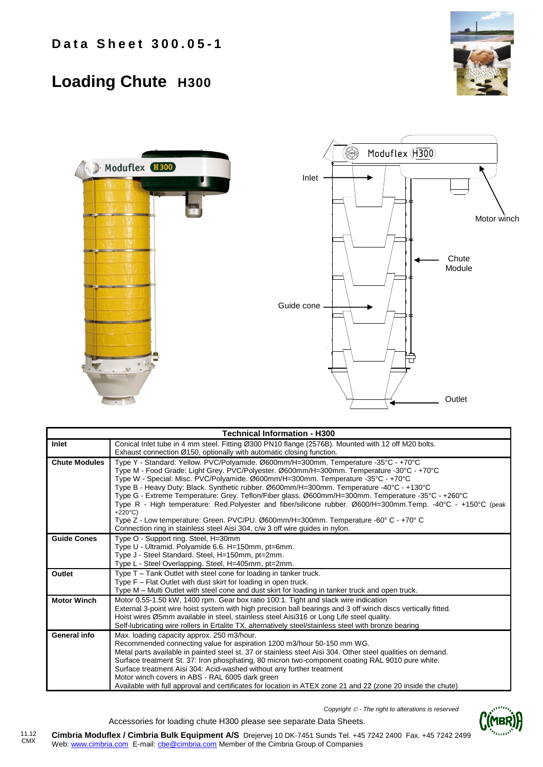# Data Sheet 300.05-1

# Loading Chute H300

Inlet

Motor winch

Chute Module

Guide cone

Outlet

| Technical Information - H300 | |
|---|---|
| **Inlet** | Conical Inlet tube in 4 mm steel. Fitting Ø300 PN10 flange (2576B). Mounted with 12 off M20 bolts.<br>Exhaust connection Ø150, optionally with automatic closing function. |
| **Chute Modules** | Type Y - Standard: Yellow. PVC/Polyamide. Ø600mm/H=300mm. Temperature -35°C - +70°C<br>Type M - Food Grade: Light Grey. PVC/Polyester. Ø600mm/H=300mm. Temperature -30°C - +70°C<br>Type W - Special: Misc. PVC/Polyamide. Ø600mm/H=300mm. Temperature -35°C - +70°C<br>Type B - Heavy Duty: Black. Synthetic rubber. Ø600mm/H=300mm. Temperature -40°C - +130°C<br>Type G - Extreme Temperature: Grey. Teflon/Fiber glass. Ø600mm/H=300mm. Temperature -35°C - +260°C<br>Type R - High temperature: Red.Polyester and fiber/silicone rubber. Ø600/H=300mm.Temp. -40°C - +150°C (peak +220°C)<br>Type Z - Low temperature: Green. PVC/PU. Ø600mm/H=300mm. Temperature -60° C - +70° C<br>Connection ring in stainless steel Aisi 304, c/w 3 off wire guides in nylon. |
| **Guide Cones** | Type O - Support ring. Steel, H=30mm<br>Type U - Ultramid. Polyamide 6.6. H=150mm, pt=6mm.<br>Type J - Steel Standard. Steel, H=150mm, pt=2mm.<br>Type L - Steel Overlapping. Steel, H=405mm, pt=2mm. |
| **Outlet** | Type T – Tank Outlet with steel cone for loading in tanker truck.<br>Type F – Flat Outlet with dust skirt for loading in open truck.<br>Type M – Multi Outlet with steel cone and dust skirt for loading in tanker truck and open truck. |
| **Motor Winch** | Motor 0.55-1.50 kW, 1400 rpm. Gear box ratio 100:1. Tight and slack wire indication<br>External 3-point wire hoist system with high precision ball bearings and 3 off winch discs vertically fitted.<br>Hoist wires Ø5mm available in steel, stainless steel Aisi316 or Long Life steel quality.<br>Self-lubricating wire rollers in Ertalite TX, alternatively steel/stainless steel with bronze bearing |
| **General info** | Max. loading capacity approx. 250 m3/hour.<br>Recommended connecting value for aspiration 1200 m3/hour 50-150 mm WG.<br>Metal parts available in painted steel st. 37 or stainless steel Aisi 304. Other steel qualities on demand.<br>Surface treatment St. 37: Iron phosphating, 80 micron two-component coating RAL 9010 pure white.<br>Surface treatment Aisi 304: Acid-washed without any further treatment<br>Motor winch covers in ABS - RAL 6005 dark green<br>Available with full approval and certificates for location in ATEX zone 21 and 22 (zone 20 inside the chute) |

*Copyright © - The right to alterations is reserved*

Accessories for loading chute H300 please see separate Data Sheets.

11.12 CMX

**Cimbria Moduflex / Cimbria Bulk Equipment A/S** Drejervej 10 DK-7451 Sunds Tel. +45 7242 2400 Fax. +45 7242 2499
Web: www.cimbria.com E-mail: cbe@cimbria.com Member of the Cimbria Group of Companies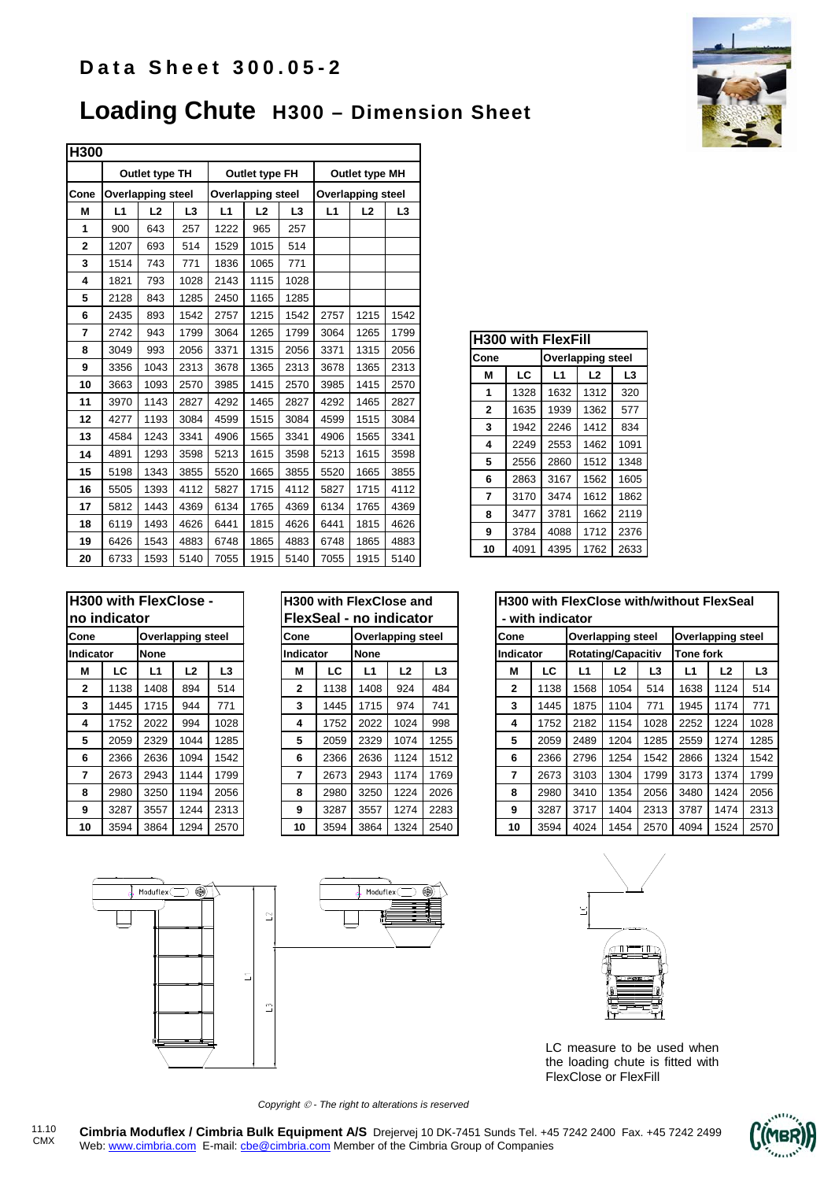# Data Sheet 300.05-2

# Loading Chute H300 – Dimension Sheet

| H300 | | | | | | | | | |
|---|---|---|---|---|---|---|---|---|---|
| | Outlet type TH | | | Outlet type FH | | | Outlet type MH | | |
| Cone | Overlapping steel | | | Overlapping steel | | | Overlapping steel | | |
| M | L1 | L2 | L3 | L1 | L2 | L3 | L1 | L2 | L3 |
| 1 | 900 | 643 | 257 | 1222 | 965 | 257 | | | |
| 2 | 1207 | 693 | 514 | 1529 | 1015 | 514 | | | |
| 3 | 1514 | 743 | 771 | 1836 | 1065 | 771 | | | |
| 4 | 1821 | 793 | 1028 | 2143 | 1115 | 1028 | | | |
| 5 | 2128 | 843 | 1285 | 2450 | 1165 | 1285 | | | |
| 6 | 2435 | 893 | 1542 | 2757 | 1215 | 1542 | 2757 | 1215 | 1542 |
| 7 | 2742 | 943 | 1799 | 3064 | 1265 | 1799 | 3064 | 1265 | 1799 |
| 8 | 3049 | 993 | 2056 | 3371 | 1315 | 2056 | 3371 | 1315 | 2056 |
| 9 | 3356 | 1043 | 2313 | 3678 | 1365 | 2313 | 3678 | 1365 | 2313 |
| 10 | 3663 | 1093 | 2570 | 3985 | 1415 | 2570 | 3985 | 1415 | 2570 |
| 11 | 3970 | 1143 | 2827 | 4292 | 1465 | 2827 | 4292 | 1465 | 2827 |
| 12 | 4277 | 1193 | 3084 | 4599 | 1515 | 3084 | 4599 | 1515 | 3084 |
| 13 | 4584 | 1243 | 3341 | 4906 | 1565 | 3341 | 4906 | 1565 | 3341 |
| 14 | 4891 | 1293 | 3598 | 5213 | 1615 | 3598 | 5213 | 1615 | 3598 |
| 15 | 5198 | 1343 | 3855 | 5520 | 1665 | 3855 | 5520 | 1665 | 3855 |
| 16 | 5505 | 1393 | 4112 | 5827 | 1715 | 4112 | 5827 | 1715 | 4112 |
| 17 | 5812 | 1443 | 4369 | 6134 | 1765 | 4369 | 6134 | 1765 | 4369 |
| 18 | 6119 | 1493 | 4626 | 6441 | 1815 | 4626 | 6441 | 1815 | 4626 |
| 19 | 6426 | 1543 | 4883 | 6748 | 1865 | 4883 | 6748 | 1865 | 4883 |
| 20 | 6733 | 1593 | 5140 | 7055 | 1915 | 5140 | 7055 | 1915 | 5140 |

| H300 with FlexFill | | | | |
|---|---|---|---|---|
| Cone | | Overlapping steel | | |
| M | LC | L1 | L2 | L3 |
| 1 | 1328 | 1632 | 1312 | 320 |
| 2 | 1635 | 1939 | 1362 | 577 |
| 3 | 1942 | 2246 | 1412 | 834 |
| 4 | 2249 | 2553 | 1462 | 1091 |
| 5 | 2556 | 2860 | 1512 | 1348 |
| 6 | 2863 | 3167 | 1562 | 1605 |
| 7 | 3170 | 3474 | 1612 | 1862 |
| 8 | 3477 | 3781 | 1662 | 2119 |
| 9 | 3784 | 4088 | 1712 | 2376 |
| 10 | 4091 | 4395 | 1762 | 2633 |

| H300 with FlexClose - no indicator | | | | |
|---|---|---|---|---|
| Cone | | Overlapping steel | | |
| Indicator | | None | | |
| M | LC | L1 | L2 | L3 |
| 2 | 1138 | 1408 | 894 | 514 |
| 3 | 1445 | 1715 | 944 | 771 |
| 4 | 1752 | 2022 | 994 | 1028 |
| 5 | 2059 | 2329 | 1044 | 1285 |
| 6 | 2366 | 2636 | 1094 | 1542 |
| 7 | 2673 | 2943 | 1144 | 1799 |
| 8 | 2980 | 3250 | 1194 | 2056 |
| 9 | 3287 | 3557 | 1244 | 2313 |
| 10 | 3594 | 3864 | 1294 | 2570 |

| H300 with FlexClose and FlexSeal - no indicator | | | | |
|---|---|---|---|---|
| Cone | | Overlapping steel | | |
| Indicator | | None | | |
| M | LC | L1 | L2 | L3 |
| 2 | 1138 | 1408 | 924 | 484 |
| 3 | 1445 | 1715 | 974 | 741 |
| 4 | 1752 | 2022 | 1024 | 998 |
| 5 | 2059 | 2329 | 1074 | 1255 |
| 6 | 2366 | 2636 | 1124 | 1512 |
| 7 | 2673 | 2943 | 1174 | 1769 |
| 8 | 2980 | 3250 | 1224 | 2026 |
| 9 | 3287 | 3557 | 1274 | 2283 |
| 10 | 3594 | 3864 | 1324 | 2540 |

| H300 with FlexClose with/without FlexSeal - with indicator | | | | | | | |
|---|---|---|---|---|---|---|---|
| Cone | | Overlapping steel | | | Overlapping steel | | |
| Indicator | | Rotating/Capacitiv | | | Tone fork | | |
| M | LC | L1 | L2 | L3 | L1 | L2 | L3 |
| 2 | 1138 | 1568 | 1054 | 514 | 1638 | 1124 | 514 |
| 3 | 1445 | 1875 | 1104 | 771 | 1945 | 1174 | 771 |
| 4 | 1752 | 2182 | 1154 | 1028 | 2252 | 1224 | 1028 |
| 5 | 2059 | 2489 | 1204 | 1285 | 2559 | 1274 | 1285 |
| 6 | 2366 | 2796 | 1254 | 1542 | 2866 | 1324 | 1542 |
| 7 | 2673 | 3103 | 1304 | 1799 | 3173 | 1374 | 1799 |
| 8 | 2980 | 3410 | 1354 | 2056 | 3480 | 1424 | 2056 |
| 9 | 3287 | 3717 | 1404 | 2313 | 3787 | 1474 | 2313 |
| 10 | 3594 | 4024 | 1454 | 2570 | 4094 | 1524 | 2570 |

Moduflex

L2

L1

L3

LC

LC measure to be used when the loading chute is fitted with FlexClose or FlexFill

*Copyright © - The right to alterations is reserved*

11.10 CMX

**Cimbria Moduflex / Cimbria Bulk Equipment A/S** Drejervej 10 DK-7451 Sunds Tel. +45 7242 2400 Fax. +45 7242 2499
Web: www.cimbria.com E-mail: cbe@cimbria.com Member of the Cimbria Group of Companies